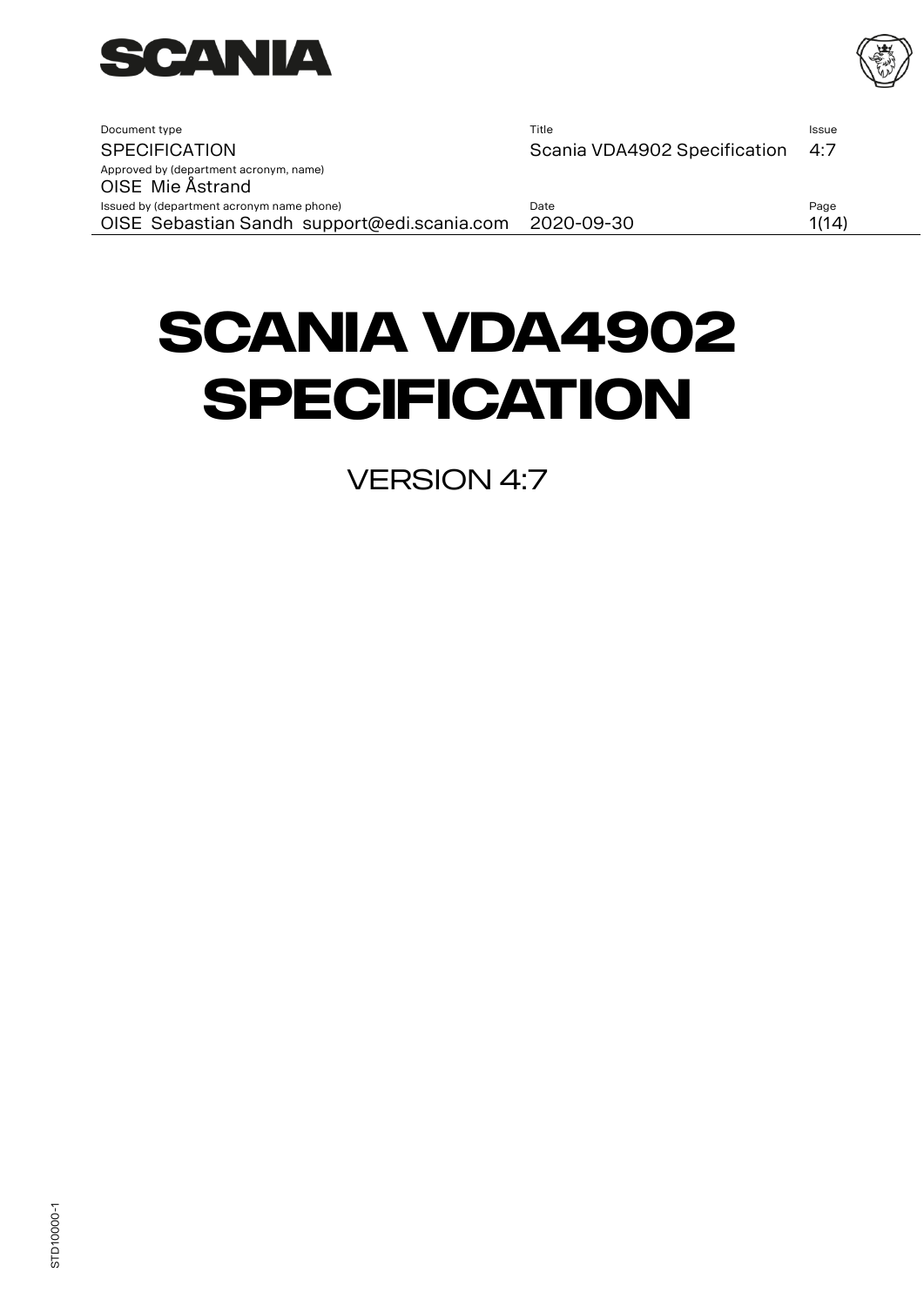| Document type | Title | Issue |
| --- | --- | --- |
| SPECIFICATION | Scania VDA4902 Specification | 4:7 |
| Approved by (department acronym, name) | | |
| OISE Mie Åstrand | | |
| Issued by (department acronym name phone) | Date | Page |
| OISE Sebastian Sandh support@edi.scania.com | 2020-09-30 | 1(14) |

# SCANIA VDA4902 SPECIFICATION

VERSION 4:7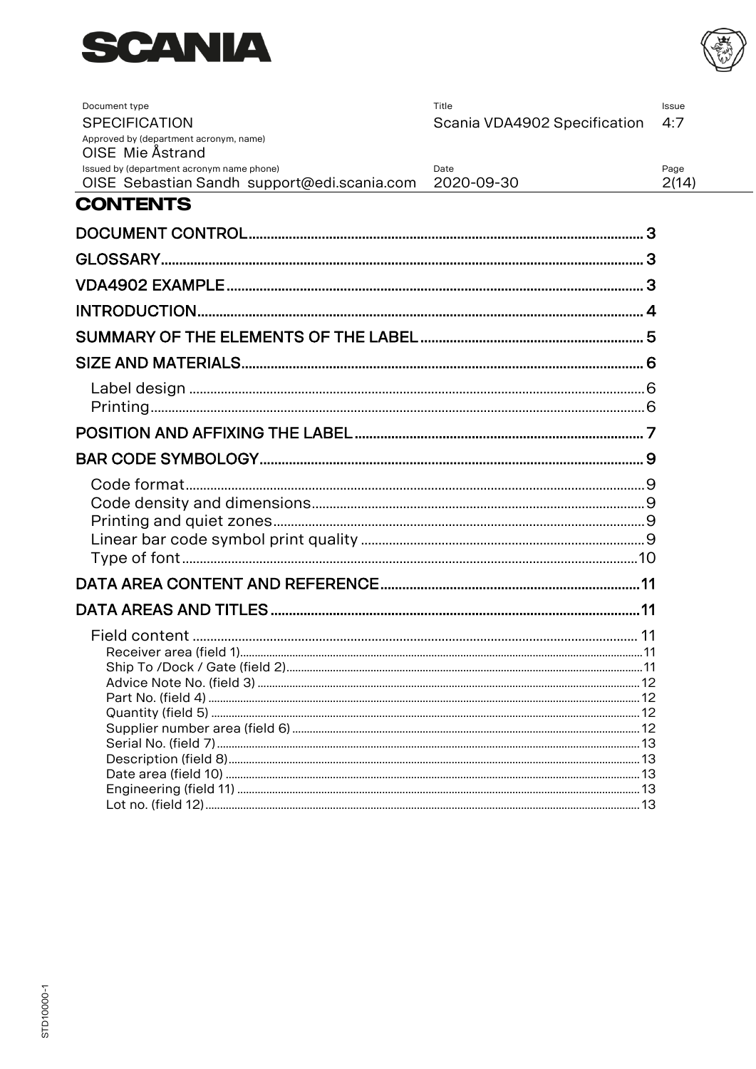# CONTENTS

DOCUMENT CONTROL ........ 3

GLOSSARY ........ 3

VDA4902 EXAMPLE ........ 3

INTRODUCTION ........ 4

SUMMARY OF THE ELEMENTS OF THE LABEL ........ 5

SIZE AND MATERIALS ........ 6

- Label design ........ 6
- Printing ........ 6

POSITION AND AFFIXING THE LABEL ........ 7

BAR CODE SYMBOLOGY ........ 9

- Code format ........ 9
- Code density and dimensions ........ 9
- Printing and quiet zones ........ 9
- Linear bar code symbol print quality ........ 9
- Type of font ........ 10

DATA AREA CONTENT AND REFERENCE ........ 11

DATA AREAS AND TITLES ........ 11

- Field content ........ 11
  - Receiver area (field 1) ........ 11
  - Ship To /Dock / Gate (field 2) ........ 11
  - Advice Note No. (field 3) ........ 12
  - Part No. (field 4) ........ 12
  - Quantity (field 5) ........ 12
  - Supplier number area (field 6) ........ 12
  - Serial No. (field 7) ........ 13
  - Description (field 8) ........ 13
  - Date area (field 10) ........ 13
  - Engineering (field 11) ........ 13
  - Lot no. (field 12) ........ 13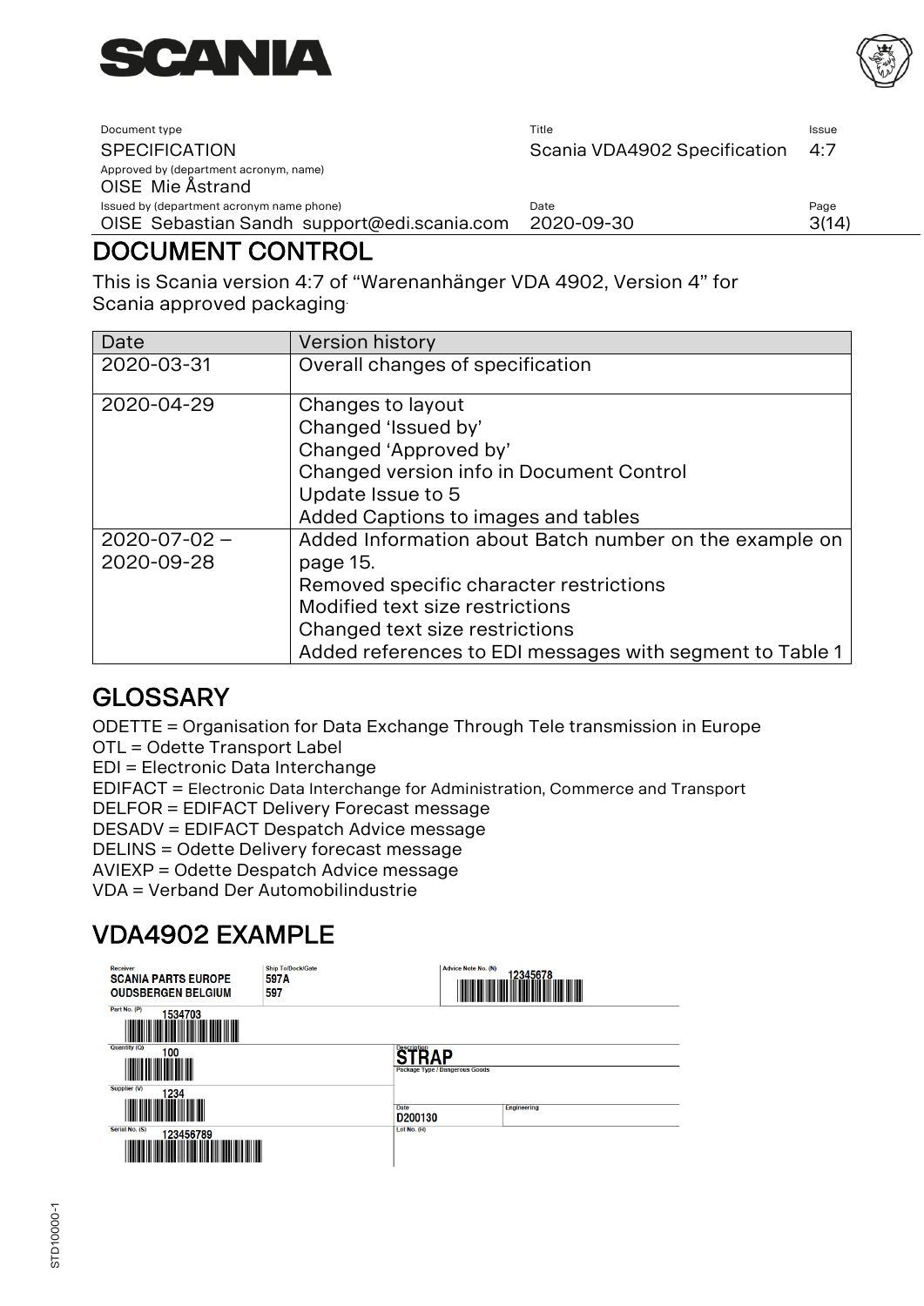| Document type | Title | Issue |
| --- | --- | --- |
| SPECIFICATION | Scania VDA4902 Specification | 4:7 |
| Approved by (department acronym, name) | | |
| OISE Mie Åstrand | | |
| Issued by (department acronym name phone) | Date | Page |
| OISE Sebastian Sandh support@edi.scania.com | 2020-09-30 | 3(14) |

# DOCUMENT CONTROL

This is Scania version 4:7 of “Warenanhänger VDA 4902, Version 4” for Scania approved packaging.

| Date | Version history |
| --- | --- |
| 2020-03-31 | Overall changes of specification |
| 2020-04-29 | Changes to layout<br>Changed ‘Issued by’<br>Changed ‘Approved by’<br>Changed version info in Document Control<br>Update Issue to 5<br>Added Captions to images and tables |
| 2020-07-02 – 2020-09-28 | Added Information about Batch number on the example on page 15.<br>Removed specific character restrictions<br>Modified text size restrictions<br>Changed text size restrictions<br>Added references to EDI messages with segment to Table 1 |

# GLOSSARY

ODETTE = Organisation for Data Exchange Through Tele transmission in Europe
OTL = Odette Transport Label
EDI = Electronic Data Interchange
EDIFACT = Electronic Data Interchange for Administration, Commerce and Transport
DELFOR = EDIFACT Delivery Forecast message
DESADV = EDIFACT Despatch Advice message
DELINS = Odette Delivery forecast message
AVIEXP = Odette Despatch Advice message
VDA = Verband Der Automobilindustrie

# VDA4902 EXAMPLE

| Receiver<br>SCANIA PARTS EUROPE<br>OUDSBERGEN BELGIUM | Ship To/Dock/Gate<br>597A<br>597 | Advice Note No. (N)<br>12345678 | |
| --- | --- | --- | --- |
| Part No. (P)<br>1534703 | | | |
| Quantity (Q)<br>100 | | Description<br>STRAP<br>Package Type / Dangerous Goods | |
| Supplier (V)<br>1234 | | Date<br>D200130 | Engineering |
| Serial No. (S)<br>123456789 | | Lot No. (H) | |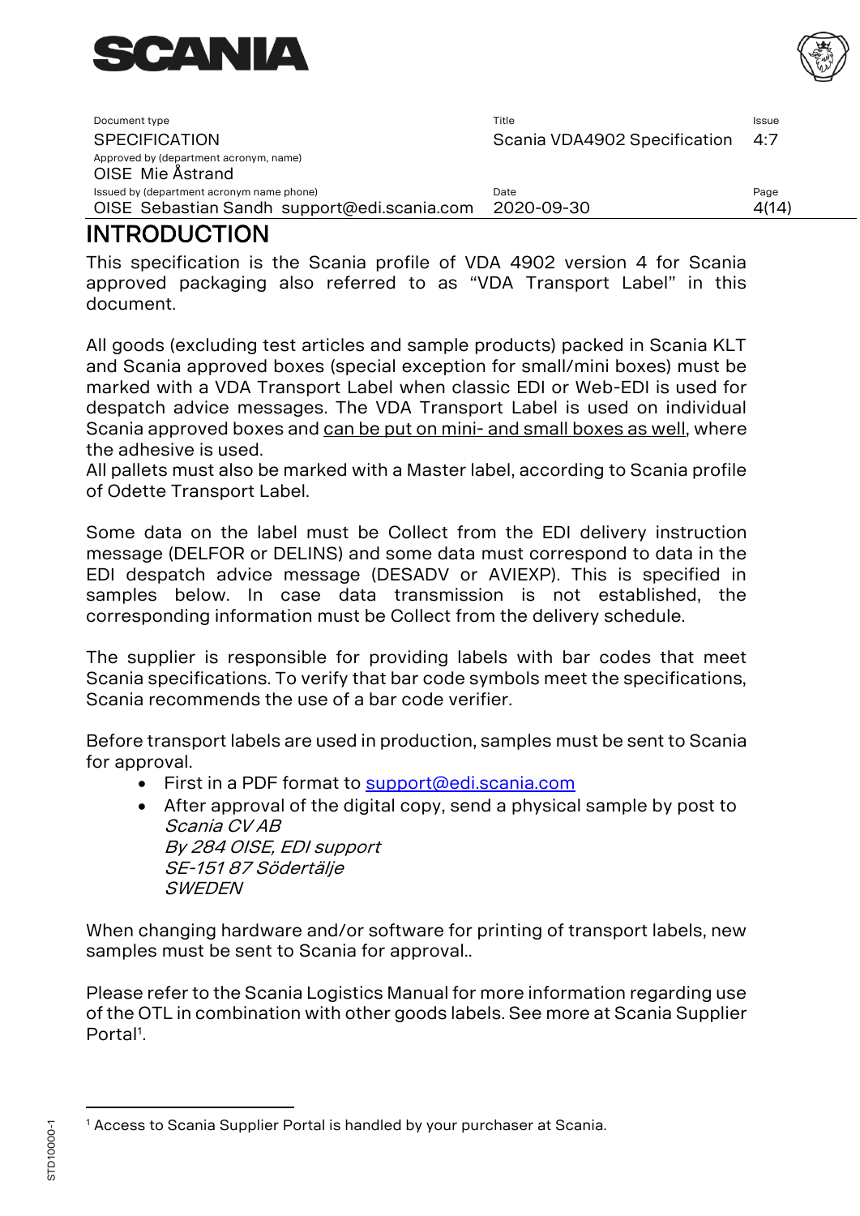# INTRODUCTION

This specification is the Scania profile of VDA 4902 version 4 for Scania approved packaging also referred to as "VDA Transport Label" in this document.

All goods (excluding test articles and sample products) packed in Scania KLT and Scania approved boxes (special exception for small/mini boxes) must be marked with a VDA Transport Label when classic EDI or Web-EDI is used for despatch advice messages. The VDA Transport Label is used on individual Scania approved boxes and can be put on mini- and small boxes as well, where the adhesive is used.
All pallets must also be marked with a Master label, according to Scania profile of Odette Transport Label.

Some data on the label must be Collect from the EDI delivery instruction message (DELFOR or DELINS) and some data must correspond to data in the EDI despatch advice message (DESADV or AVIEXP). This is specified in samples below. In case data transmission is not established, the corresponding information must be Collect from the delivery schedule.

The supplier is responsible for providing labels with bar codes that meet Scania specifications. To verify that bar code symbols meet the specifications, Scania recommends the use of a bar code verifier.

Before transport labels are used in production, samples must be sent to Scania for approval.

- First in a PDF format to support@edi.scania.com
- After approval of the digital copy, send a physical sample by post to
  *Scania CV AB*
  *By 284 OISE, EDI support*
  *SE-151 87 Södertälje*
  *SWEDEN*

When changing hardware and/or software for printing of transport labels, new samples must be sent to Scania for approval..

Please refer to the Scania Logistics Manual for more information regarding use of the OTL in combination with other goods labels. See more at Scania Supplier Portal[1].

[1] Access to Scania Supplier Portal is handled by your purchaser at Scania.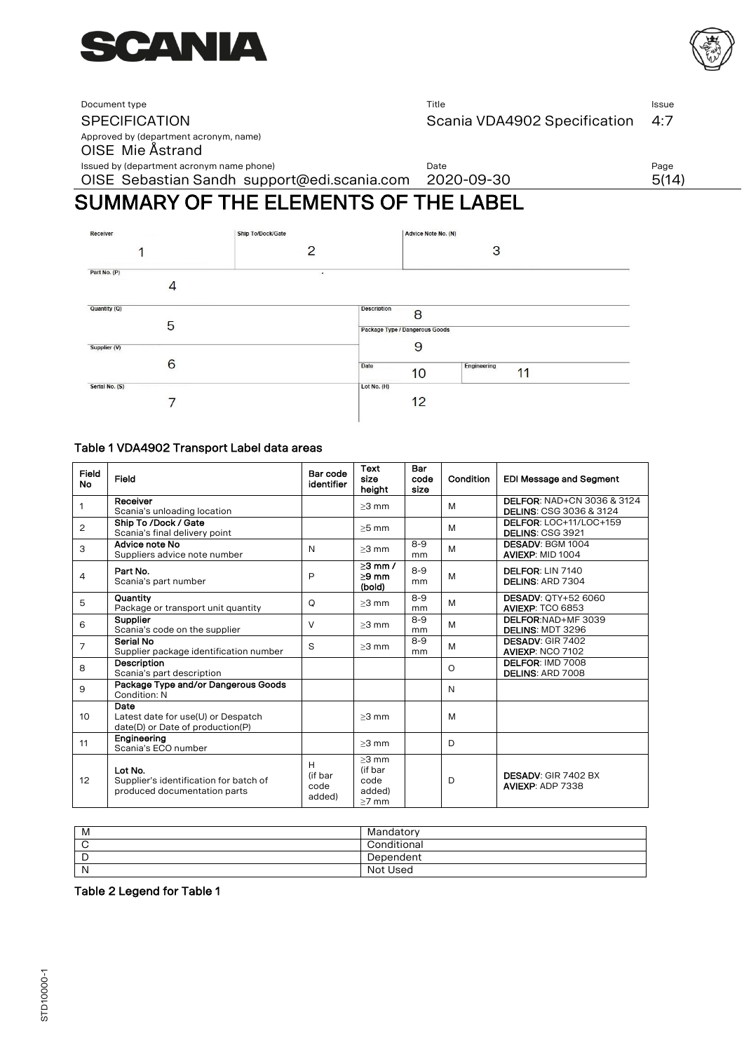# SUMMARY OF THE ELEMENTS OF THE LABEL

| Receiver<br>1 | Ship To/Dock/Gate<br>2 | Advice Note No. (N)<br>3 |
|---|---|---|
| Part No. (P)<br>4 | | |
| Quantity (Q)<br>5 | Description<br>8 | |
| | Package Type / Dangerous Goods<br>9 | |
| Supplier (V)<br>6 | Date<br>10 | Engineering<br>11 |
| Serial No. (S)<br>7 | Lot No. (H)<br>12 | |

**Table 1 VDA4902 Transport Label data areas**

| Field No | Field | Bar code identifier | Text size height | Bar code size | Condition | EDI Message and Segment |
|---|---|---|---|---|---|---|
| 1 | **Receiver**<br>Scania's unloading location | | ≥3 mm | | M | **DELFOR**: NAD+CN 3036 & 3124<br>**DELINS**: CSG 3036 & 3124 |
| 2 | **Ship To /Dock / Gate**<br>Scania's final delivery point | | ≥5 mm | | M | **DELFOR**: LOC+11/LOC+159<br>**DELINS**: CSG 3921 |
| 3 | **Advice note No**<br>Suppliers advice note number | N | ≥3 mm | 8-9 mm | M | **DESADV**: BGM 1004<br>**AVIEXP**: MID 1004 |
| 4 | **Part No.**<br>Scania's part number | P | ≥3 mm / ≥9 mm (bold) | 8-9 mm | M | **DELFOR**: LIN 7140<br>**DELINS**: ARD 7304 |
| 5 | **Quantity**<br>Package or transport unit quantity | Q | ≥3 mm | 8-9 mm | M | **DESADV**: QTY+52 6060<br>**AVIEXP**: TCO 6853 |
| 6 | **Supplier**<br>Scania's code on the supplier | V | ≥3 mm | 8-9 mm | M | **DELFOR**:NAD+MF 3039<br>**DELINS**: MDT 3296 |
| 7 | **Serial No**<br>Supplier package identification number | S | ≥3 mm | 8-9 mm | M | **DESADV**: GIR 7402<br>**AVIEXP**: NCO 7102 |
| 8 | **Description**<br>Scania's part description | | | | O | **DELFOR**: IMD 7008<br>**DELINS**: ARD 7008 |
| 9 | **Package Type and/or Dangerous Goods**<br>Condition: N | | | | N | |
| 10 | **Date**<br>Latest date for use(U) or Despatch date(D) or Date of production(P) | | ≥3 mm | | M | |
| 11 | **Engineering**<br>Scania's ECO number | | ≥3 mm | | D | |
| 12 | **Lot No.**<br>Supplier's identification for batch of produced documentation parts | H (if bar code added) | ≥3 mm (if bar code added) ≥7 mm | | D | **DESADV**: GIR 7402 BX<br>**AVIEXP**: ADP 7338 |

| | |
|---|---|
| M | Mandatory |
| C | Conditional |
| D | Dependent |
| N | Not Used |

**Table 2 Legend for Table 1**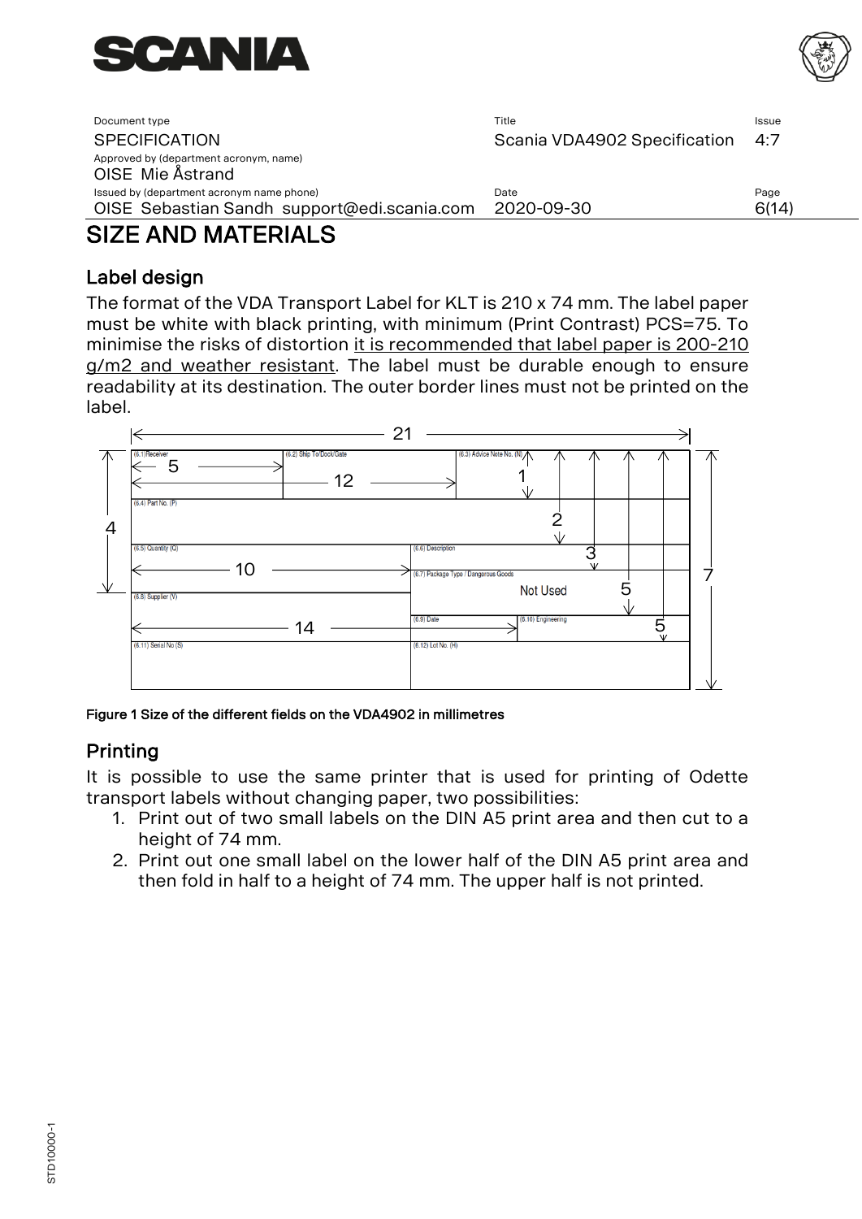# SIZE AND MATERIALS

## Label design

The format of the VDA Transport Label for KLT is 210 x 74 mm. The label paper must be white with black printing, with minimum (Print Contrast) PCS=75. To minimise the risks of distortion it is recommended that label paper is 200-210 g/m2 and weather resistant. The label must be durable enough to ensure readability at its destination. The outer border lines must not be printed on the label.

**Figure 1 Size of the different fields on the VDA4902 in millimetres**

## Printing

It is possible to use the same printer that is used for printing of Odette transport labels without changing paper, two possibilities:

1. Print out of two small labels on the DIN A5 print area and then cut to a height of 74 mm.
2. Print out one small label on the lower half of the DIN A5 print area and then fold in half to a height of 74 mm. The upper half is not printed.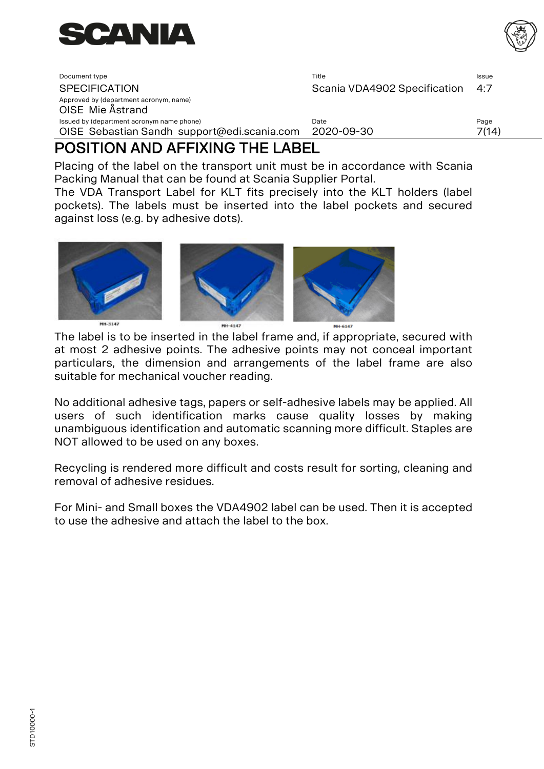# POSITION AND AFFIXING THE LABEL

Placing of the label on the transport unit must be in accordance with Scania Packing Manual that can be found at Scania Supplier Portal.
The VDA Transport Label for KLT fits precisely into the KLT holders (label pockets). The labels must be inserted into the label pockets and secured against loss (e.g. by adhesive dots).

MH-3147 MH-4147 MH-6147

The label is to be inserted in the label frame and, if appropriate, secured with at most 2 adhesive points. The adhesive points may not conceal important particulars, the dimension and arrangements of the label frame are also suitable for mechanical voucher reading.

No additional adhesive tags, papers or self-adhesive labels may be applied. All users of such identification marks cause quality losses by making unambiguous identification and automatic scanning more difficult. Staples are NOT allowed to be used on any boxes.

Recycling is rendered more difficult and costs result for sorting, cleaning and removal of adhesive residues.

For Mini- and Small boxes the VDA4902 label can be used. Then it is accepted to use the adhesive and attach the label to the box.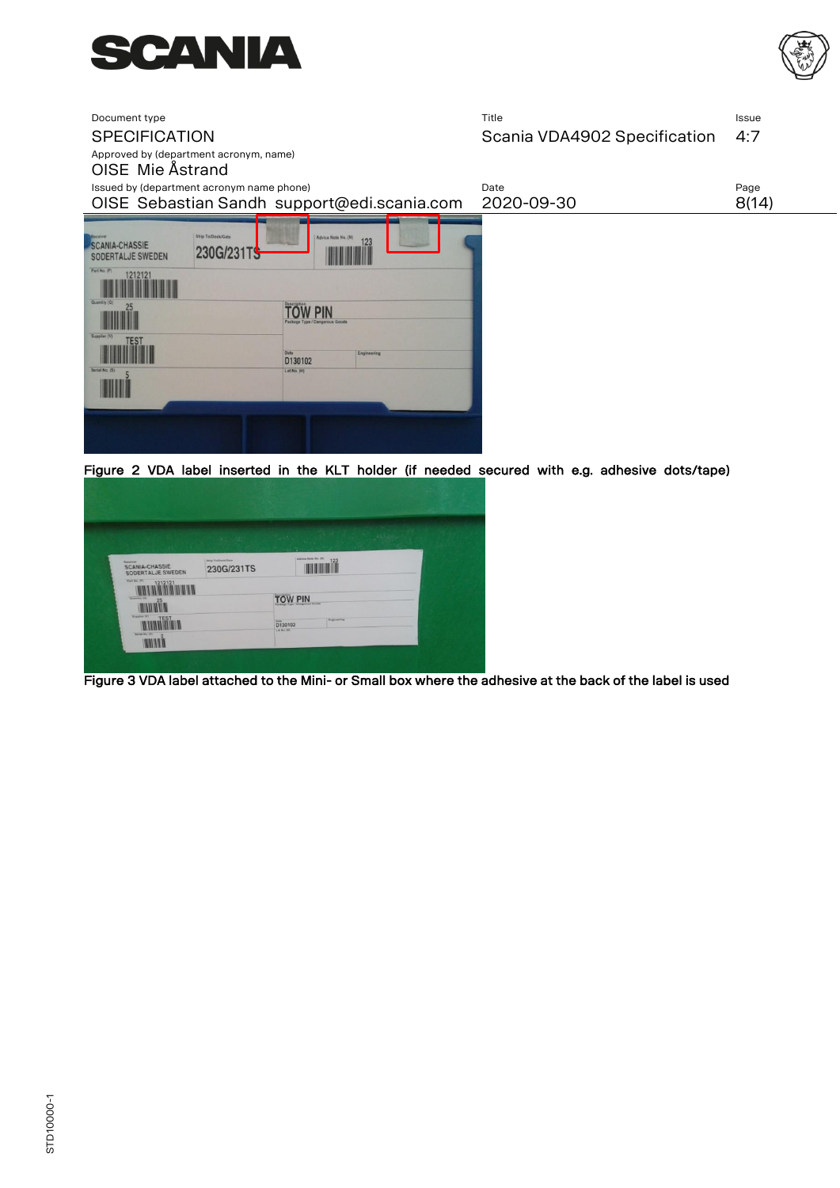Figure 2 VDA label inserted in the KLT holder (if needed secured with e.g. adhesive dots/tape)

Figure 3 VDA label attached to the Mini- or Small box where the adhesive at the back of the label is used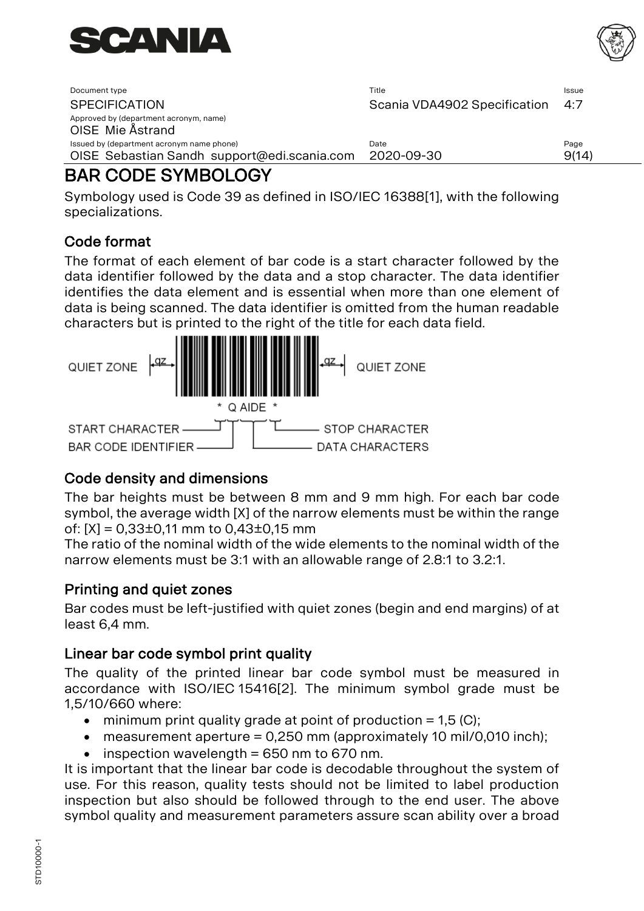# BAR CODE SYMBOLOGY

Symbology used is Code 39 as defined in ISO/IEC 16388[1], with the following specializations.

## Code format

The format of each element of bar code is a start character followed by the data identifier followed by the data and a stop character. The data identifier identifies the data element and is essential when more than one element of data is being scanned. The data identifier is omitted from the human readable characters but is printed to the right of the title for each data field.

QUIET ZONE | qz | * Q AIDE * | qz | QUIET ZONE

START CHARACTER — BAR CODE IDENTIFIER — DATA CHARACTERS — STOP CHARACTER

## Code density and dimensions

The bar heights must be between 8 mm and 9 mm high. For each bar code symbol, the average width [X] of the narrow elements must be within the range of: [X] = 0,33±0,11 mm to 0,43±0,15 mm

The ratio of the nominal width of the wide elements to the nominal width of the narrow elements must be 3:1 with an allowable range of 2.8:1 to 3.2:1.

## Printing and quiet zones

Bar codes must be left-justified with quiet zones (begin and end margins) of at least 6,4 mm.

## Linear bar code symbol print quality

The quality of the printed linear bar code symbol must be measured in accordance with ISO/IEC 15416[2]. The minimum symbol grade must be 1,5/10/660 where:

- minimum print quality grade at point of production = 1,5 (C);
- measurement aperture = 0,250 mm (approximately 10 mil/0,010 inch);
- inspection wavelength = 650 nm to 670 nm.

It is important that the linear bar code is decodable throughout the system of use. For this reason, quality tests should not be limited to label production inspection but also should be followed through to the end user. The above symbol quality and measurement parameters assure scan ability over a broad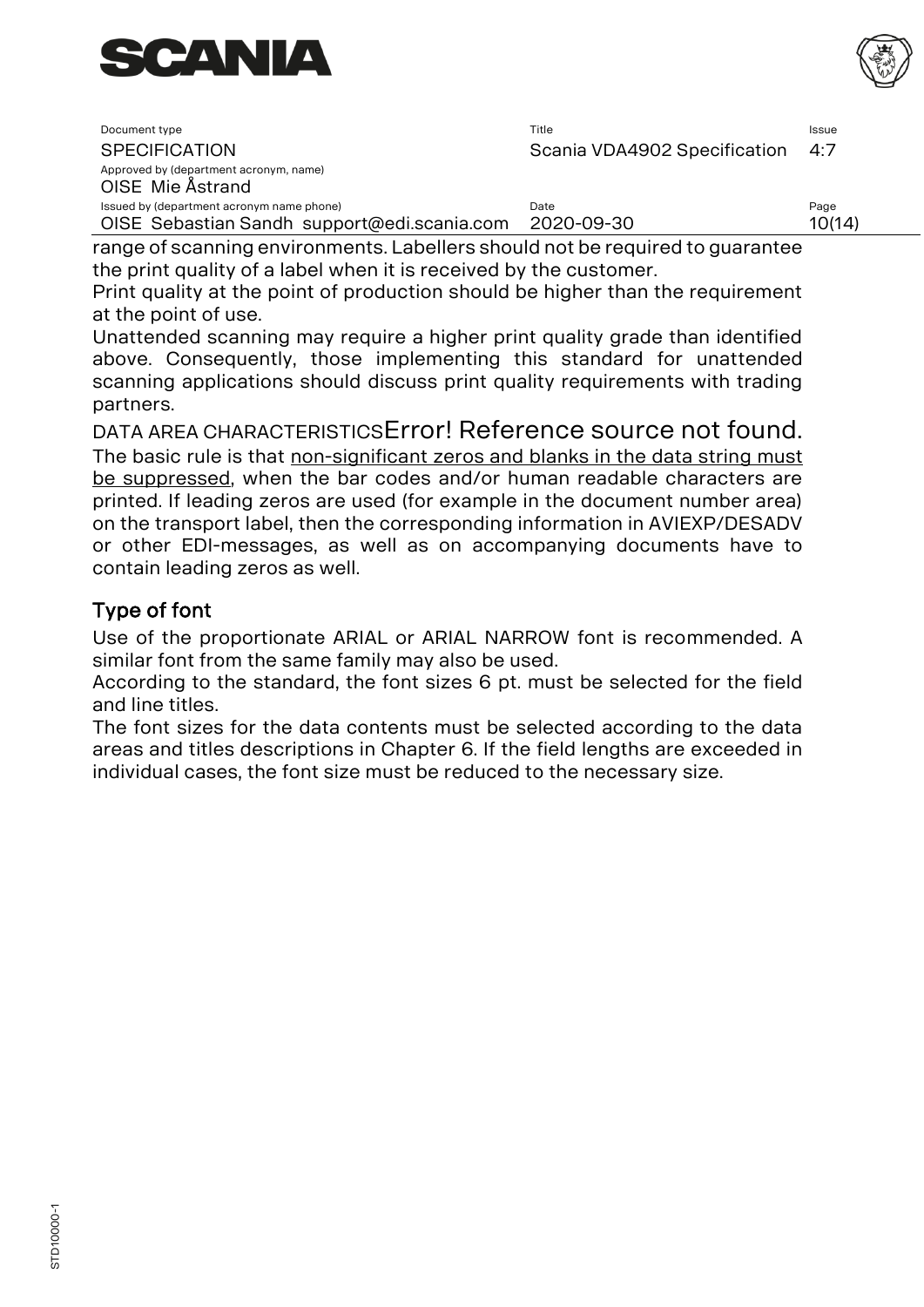range of scanning environments. Labellers should not be required to guarantee the print quality of a label when it is received by the customer.
Print quality at the point of production should be higher than the requirement at the point of use.
Unattended scanning may require a higher print quality grade than identified above. Consequently, those implementing this standard for unattended scanning applications should discuss print quality requirements with trading partners.

DATA AREA CHARACTERISTICSError! Reference source not found.
The basic rule is that <u>non-significant zeros and blanks in the data string must be suppressed</u>, when the bar codes and/or human readable characters are printed. If leading zeros are used (for example in the document number area) on the transport label, then the corresponding information in AVIEXP/DESADV or other EDI-messages, as well as on accompanying documents have to contain leading zeros as well.

## Type of font

Use of the proportionate ARIAL or ARIAL NARROW font is recommended. A similar font from the same family may also be used.
According to the standard, the font sizes 6 pt. must be selected for the field and line titles.
The font sizes for the data contents must be selected according to the data areas and titles descriptions in Chapter 6. If the field lengths are exceeded in individual cases, the font size must be reduced to the necessary size.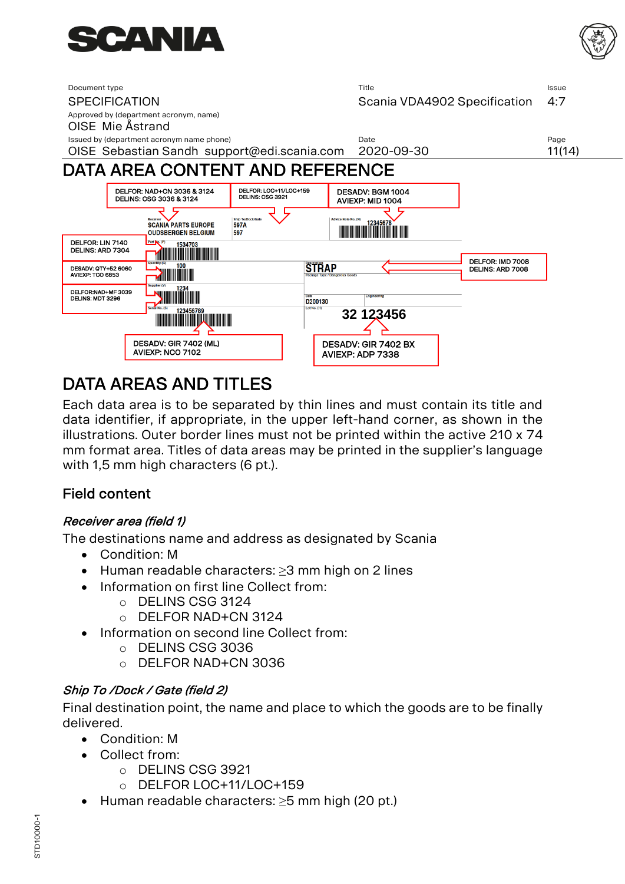# DATA AREA CONTENT AND REFERENCE

DELFOR: NAD+CN 3036 & 3124
DELINS: CSG 3036 & 3124

DELFOR: LOC+11/LOC+159
DELINS: CSG 3921

DESADV: BGM 1004
AVIEXP: MID 1004

DELFOR: LIN 7140
DELINS: ARD 7304

DESADV: QTY+52 6060
AVIEXP: TCO 6853

DELFOR:NAD+MF 3039
DELINS: MDT 3296

DELFOR: IMD 7008
DELINS: ARD 7008

DESADV: GIR 7402 (ML)
AVIEXP: NCO 7102

DESADV: GIR 7402 BX
AVIEXP: ADP 7338

# DATA AREAS AND TITLES

Each data area is to be separated by thin lines and must contain its title and data identifier, if appropriate, in the upper left-hand corner, as shown in the illustrations. Outer border lines must not be printed within the active 210 x 74 mm format area. Titles of data areas may be printed in the supplier's language with 1,5 mm high characters (6 pt.).

## Field content

### *Receiver area (field 1)*

The destinations name and address as designated by Scania

- Condition: M
- Human readable characters: ≥3 mm high on 2 lines
- Information on first line Collect from:
  - DELINS CSG 3124
  - DELFOR NAD+CN 3124
- Information on second line Collect from:
  - DELINS CSG 3036
  - DELFOR NAD+CN 3036

### *Ship To /Dock / Gate (field 2)*

Final destination point, the name and place to which the goods are to be finally delivered.

- Condition: M
- Collect from:
  - DELINS CSG 3921
  - DELFOR LOC+11/LOC+159
- Human readable characters: ≥5 mm high (20 pt.)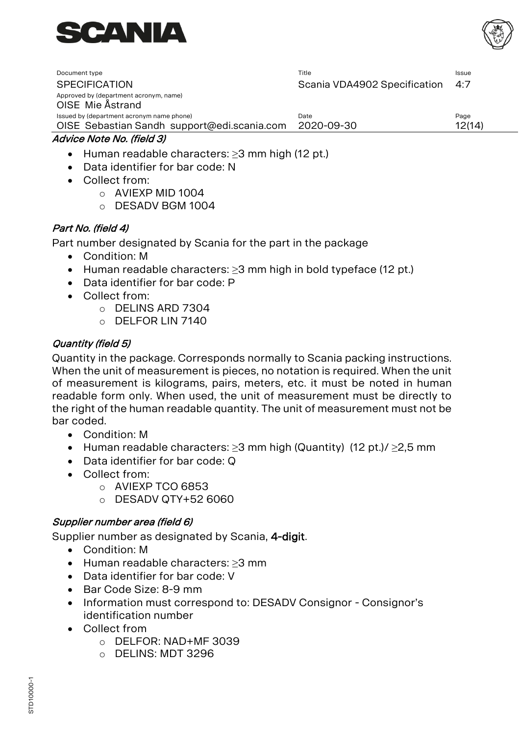*Advice Note No. (field 3)*

- Human readable characters: ≥3 mm high (12 pt.)
- Data identifier for bar code: N
- Collect from:
  - AVIEXP MID 1004
  - DESADV BGM 1004

*Part No. (field 4)*

Part number designated by Scania for the part in the package

- Condition: M
- Human readable characters: ≥3 mm high in bold typeface (12 pt.)
- Data identifier for bar code: P
- Collect from:
  - DELINS ARD 7304
  - DELFOR LIN 7140

*Quantity (field 5)*

Quantity in the package. Corresponds normally to Scania packing instructions. When the unit of measurement is pieces, no notation is required. When the unit of measurement is kilograms, pairs, meters, etc. it must be noted in human readable form only. When used, the unit of measurement must be directly to the right of the human readable quantity. The unit of measurement must not be bar coded.

- Condition: M
- Human readable characters: ≥3 mm high (Quantity) (12 pt.)/ ≥2,5 mm
- Data identifier for bar code: Q
- Collect from:
  - AVIEXP TCO 6853
  - DESADV QTY+52 6060

*Supplier number area (field 6)*

Supplier number as designated by Scania, **4-digit**.

- Condition: M
- Human readable characters: ≥3 mm
- Data identifier for bar code: V
- Bar Code Size: 8-9 mm
- Information must correspond to: DESADV Consignor - Consignor's identification number
- Collect from
  - DELFOR: NAD+MF 3039
  - DELINS: MDT 3296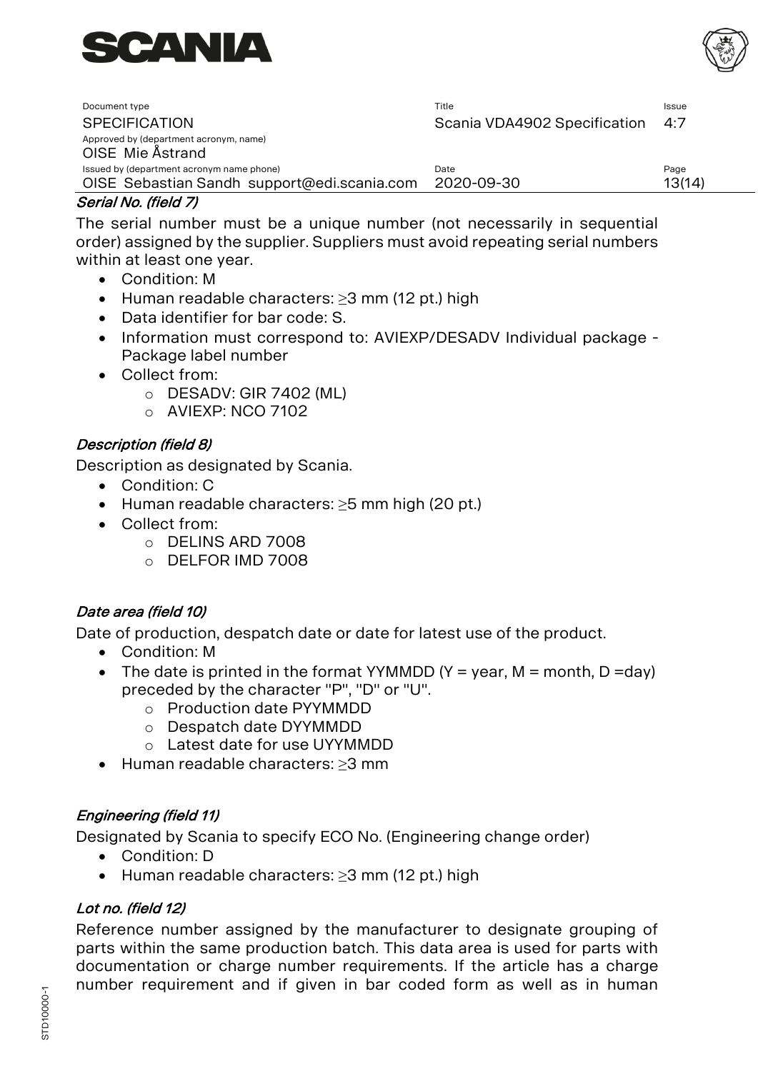*Serial No. (field 7)*

The serial number must be a unique number (not necessarily in sequential order) assigned by the supplier. Suppliers must avoid repeating serial numbers within at least one year.

- Condition: M
- Human readable characters: ≥3 mm (12 pt.) high
- Data identifier for bar code: S.
- Information must correspond to: AVIEXP/DESADV Individual package - Package label number
- Collect from:
  - DESADV: GIR 7402 (ML)
  - AVIEXP: NCO 7102

*Description (field 8)*

Description as designated by Scania.

- Condition: C
- Human readable characters: ≥5 mm high (20 pt.)
- Collect from:
  - DELINS ARD 7008
  - DELFOR IMD 7008

*Date area (field 10)*

Date of production, despatch date or date for latest use of the product.

- Condition: M
- The date is printed in the format YYMMDD (Y = year, M = month, D =day) preceded by the character "P", "D" or "U".
  - Production date PYYMMDD
  - Despatch date DYYMMDD
  - Latest date for use UYYMMDD
- Human readable characters: ≥3 mm

*Engineering (field 11)*

Designated by Scania to specify ECO No. (Engineering change order)

- Condition: D
- Human readable characters: ≥3 mm (12 pt.) high

*Lot no. (field 12)*

Reference number assigned by the manufacturer to designate grouping of parts within the same production batch. This data area is used for parts with documentation or charge number requirements. If the article has a charge number requirement and if given in bar coded form as well as in human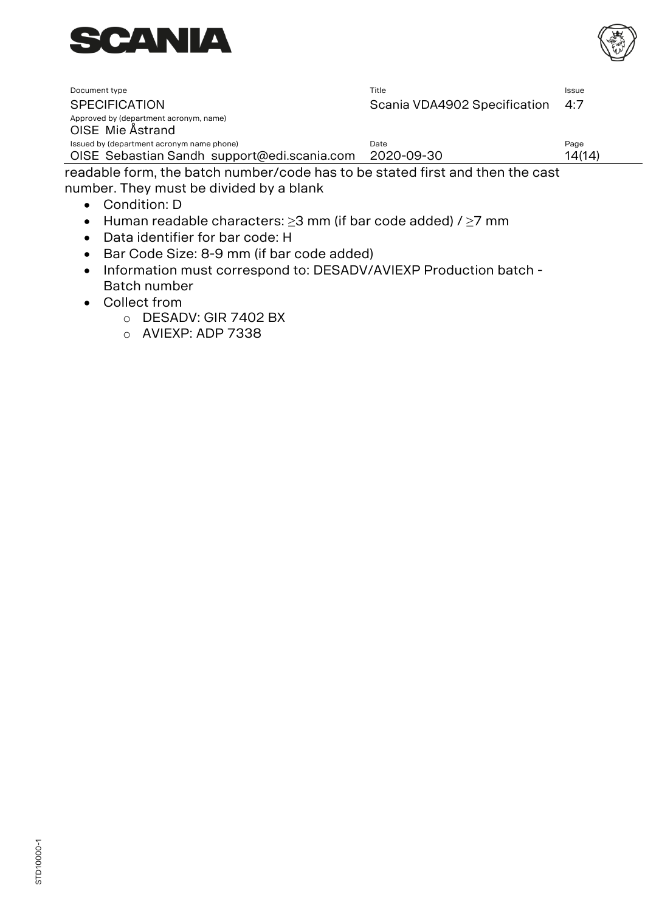readable form, the batch number/code has to be stated first and then the cast number. They must be divided by a blank

- Condition: D
- Human readable characters: ≥3 mm (if bar code added) / ≥7 mm
- Data identifier for bar code: H
- Bar Code Size: 8-9 mm (if bar code added)
- Information must correspond to: DESADV/AVIEXP Production batch - Batch number
- Collect from
  - DESADV: GIR 7402 BX
  - AVIEXP: ADP 7338